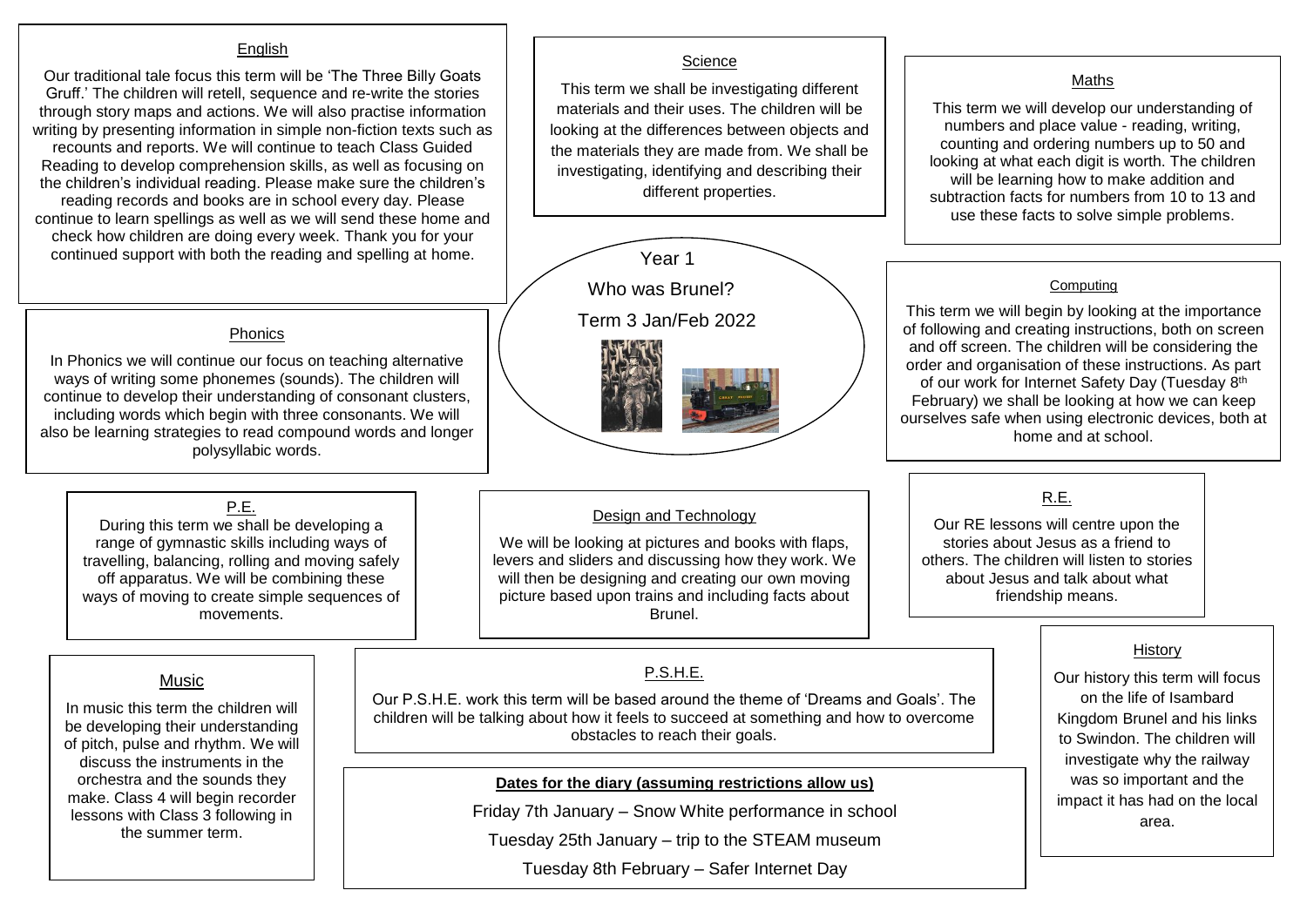# Year 1

# Who was Brunel?

## Term 3 Jan/Feb 2022

### English

Our traditional tale focus this term will be 'The Three Billy Goats Gruff.' The children will retell, sequence and re-write the stories through story maps and actions. We will also practise information writing by presenting information in simple non-fiction texts such as recounts and reports. We will continue to teach Class Guided Reading to develop comprehension skills, as well as focusing on the children's individual reading. Please make sure the children's reading records and books are in school every day. Please continue to learn spellings as well as we will send these home and check how children are doing every week. Thank you for your continued support with both the reading and spelling at home.

### Science

This term we shall be investigating different materials and their uses. The children will be looking at the differences between objects and the materials they are made from. We shall be investigating, identifying and describing their different properties.

### Maths

This term we will develop our understanding of numbers and place value - reading, writing, counting and ordering numbers up to 50 and looking at what each digit is worth. The children will be learning how to make addition and subtraction facts for numbers from 10 to 13 and use these facts to solve simple problems.

### Phonics

In Phonics we will continue our focus on teaching alternative ways of writing some phonemes (sounds). The children will continue to develop their understanding of consonant clusters, including words which begin with three consonants. We will also be learning strategies to read compound words and longer polysyllabic words.

### Computing

This term we will begin by looking at the importance of following and creating instructions, both on screen and off screen. The children will be considering the order and organisation of these instructions. As part of our work for Internet Safety Day (Tuesday 8th February) we shall be looking at how we can keep ourselves safe when using electronic devices, both at home and at school.

### P.E.

During this term we shall be developing a range of gymnastic skills including ways of travelling, balancing, rolling and moving safely off apparatus. We will be combining these ways of moving to create simple sequences of movements.

### Design and Technology

We will be looking at pictures and books with flaps, levers and sliders and discussing how they work. We will then be designing and creating our own moving picture based upon trains and including facts about Brunel.

### R.E.

Our RE lessons will centre upon the stories about Jesus as a friend to others. The children will listen to stories about Jesus and talk about what friendship means.

### Music

In music this term the children will be developing their understanding of pitch, pulse and rhythm. We will discuss the instruments in the orchestra and the sounds they make. Class 4 will begin recorder lessons with Class 3 following in the summer term.

### P.S.H.E.

Our P.S.H.E. work this term will be based around the theme of 'Dreams and Goals'. The children will be talking about how it feels to succeed at something and how to overcome obstacles to reach their goals.

### History

Our history this term will focus on the life of Isambard Kingdom Brunel and his links to Swindon. The children will investigate why the railway was so important and the impact it has had on the local area.

### Dates for the diary (assuming restrictions allow us)

Friday 7th January – Snow White performance in school

Tuesday 25th January – trip to the STEAM museum

Tuesday 8th February – Safer Internet Day